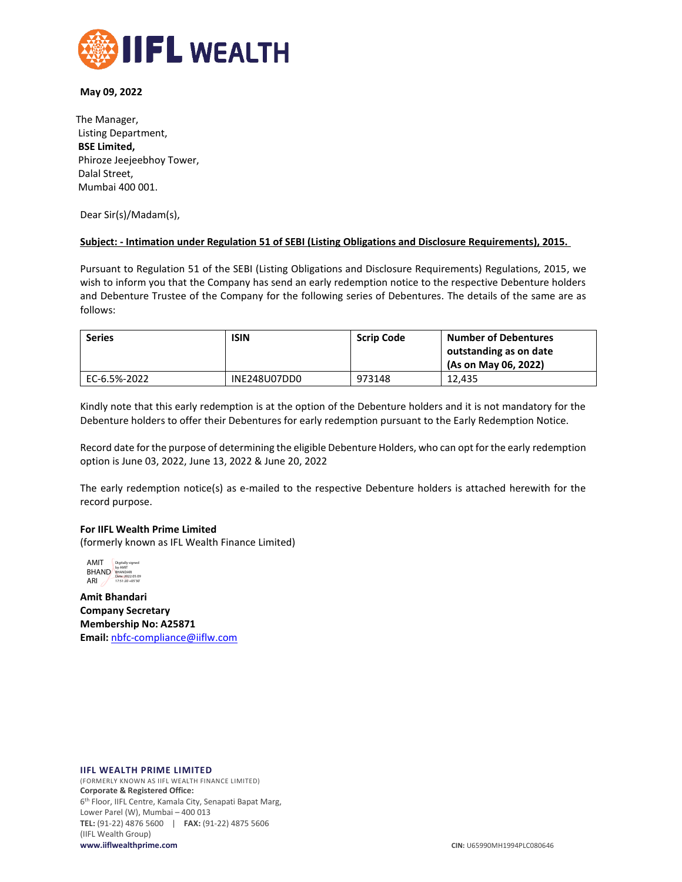**May 09, 2022**

The Manager,
Listing Department,
**BSE Limited,**
Phiroze Jeejeebhoy Tower,
Dalal Street,
Mumbai 400 001.

Dear Sir(s)/Madam(s),

**Subject: - Intimation under Regulation 51 of SEBI (Listing Obligations and Disclosure Requirements), 2015.**

Pursuant to Regulation 51 of the SEBI (Listing Obligations and Disclosure Requirements) Regulations, 2015, we wish to inform you that the Company has send an early redemption notice to the respective Debenture holders and Debenture Trustee of the Company for the following series of Debentures. The details of the same are as follows:

| **Series** | **ISIN** | **Scrip Code** | **Number of Debentures outstanding as on date (As on May 06, 2022)** |
|---|---|---|---|
| EC-6.5%-2022 | INE248U07DD0 | 973148 | 12,435 |

Kindly note that this early redemption is at the option of the Debenture holders and it is not mandatory for the Debenture holders to offer their Debentures for early redemption pursuant to the Early Redemption Notice.

Record date for the purpose of determining the eligible Debenture Holders, who can opt for the early redemption option is June 03, 2022, June 13, 2022 & June 20, 2022

The early redemption notice(s) as e-mailed to the respective Debenture holders is attached herewith for the record purpose.

**For IIFL Wealth Prime Limited**
(formerly known as IFL Wealth Finance Limited)

AMIT BHANDARI
Digitally signed by AMIT BHANDARI
Date: 2022.05.09 17:51:20 +05'30'

**Amit Bhandari**
**Company Secretary**
**Membership No: A25871**
**Email:** nbfc-compliance@iiflw.com

**IIFL WEALTH PRIME LIMITED**
(FORMERLY KNOWN AS IIFL WEALTH FINANCE LIMITED)
**Corporate & Registered Office:**
6th Floor, IIFL Centre, Kamala City, Senapati Bapat Marg,
Lower Parel (W), Mumbai – 400 013
**TEL:** (91-22) 4876 5600 | **FAX:** (91-22) 4875 5606
(IIFL Wealth Group)
**www.iiflwealthprime.com**

**CIN:** U65990MH1994PLC080646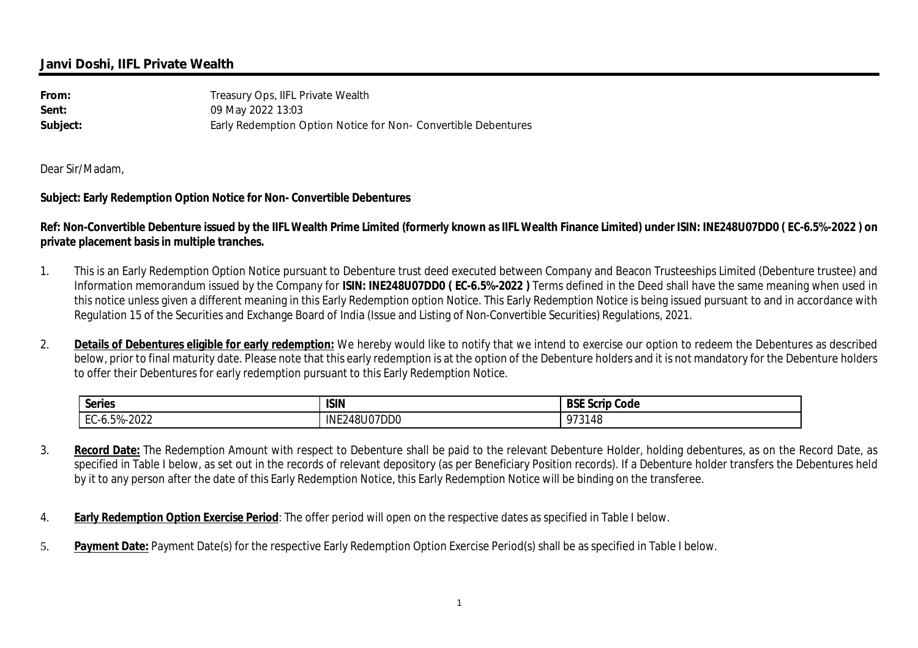## Janvi Doshi, IIFL Private Wealth

| | |
|---|---|
| **From:** | Treasury Ops, IIFL Private Wealth |
| **Sent:** | 09 May 2022 13:03 |
| **Subject:** | Early Redemption Option Notice for Non- Convertible Debentures |

Dear Sir/Madam,

**Subject: Early Redemption Option Notice for Non- Convertible Debentures**

**Ref: Non-Convertible Debenture issued by the IIFL Wealth Prime Limited (formerly known as IIFL Wealth Finance Limited) under ISIN: INE248U07DD0 ( EC-6.5%-2022 ) on private placement basis in multiple tranches.**

1. This is an Early Redemption Option Notice pursuant to Debenture trust deed executed between Company and Beacon Trusteeships Limited (Debenture trustee) and Information memorandum issued by the Company for **ISIN: INE248U07DD0 ( EC-6.5%-2022 )** Terms defined in the Deed shall have the same meaning when used in this notice unless given a different meaning in this Early Redemption option Notice. This Early Redemption Notice is being issued pursuant to and in accordance with Regulation 15 of the Securities and Exchange Board of India (Issue and Listing of Non-Convertible Securities) Regulations, 2021.

2. **Details of Debentures eligible for early redemption:** We hereby would like to notify that we intend to exercise our option to redeem the Debentures as described below, prior to final maturity date. Please note that this early redemption is at the option of the Debenture holders and it is not mandatory for the Debenture holders to offer their Debentures for early redemption pursuant to this Early Redemption Notice.

| Series | ISIN | BSE Scrip Code |
|---|---|---|
| EC-6.5%-2022 | INE248U07DD0 | 973148 |

3. **Record Date:** The Redemption Amount with respect to Debenture shall be paid to the relevant Debenture Holder, holding debentures, as on the Record Date, as specified in Table I below, as set out in the records of relevant depository (as per Beneficiary Position records). If a Debenture holder transfers the Debentures held by it to any person after the date of this Early Redemption Notice, this Early Redemption Notice will be binding on the transferee.

4. **Early Redemption Option Exercise Period**: The offer period will open on the respective dates as specified in Table I below.

5. **Payment Date:** Payment Date(s) for the respective Early Redemption Option Exercise Period(s) shall be as specified in Table I below.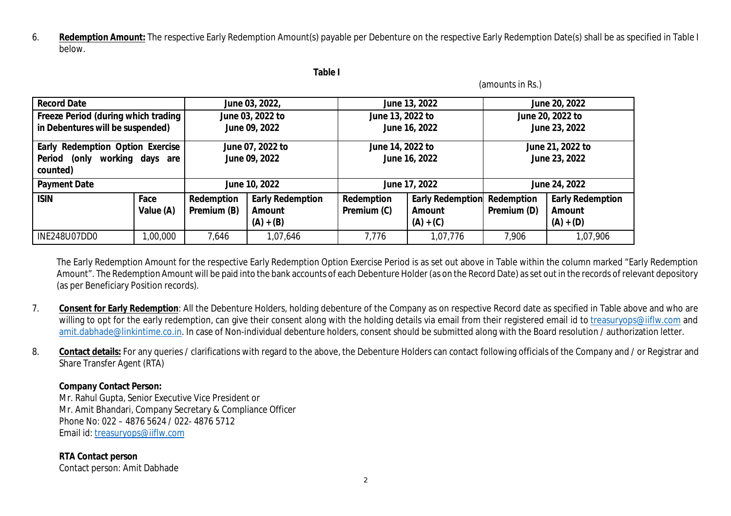6. **Redemption Amount:** The respective Early Redemption Amount(s) payable per Debenture on the respective Early Redemption Date(s) shall be as specified in Table I below.

**Table I**

(amounts in Rs.)

| Record Date | | June 03, 2022, | | June 13, 2022 | | June 20, 2022 | |
|---|---|---|---|---|---|---|---|
| Freeze Period (during which trading in Debentures will be suspended) | | June 03, 2022 to June 09, 2022 | | June 13, 2022 to June 16, 2022 | | June 20, 2022 to June 23, 2022 | |
| Early Redemption Option Exercise Period (only working days are counted) | | June 07, 2022 to June 09, 2022 | | June 14, 2022 to June 16, 2022 | | June 21, 2022 to June 23, 2022 | |
| Payment Date | | June 10, 2022 | | June 17, 2022 | | June 24, 2022 | |
| **ISIN** | **Face Value (A)** | **Redemption Premium (B)** | **Early Redemption Amount (A) + (B)** | **Redemption Premium (C)** | **Early Redemption Amount (A) + (C)** | **Redemption Premium (D)** | **Early Redemption Amount (A) + (D)** |
| INE248U07DD0 | 1,00,000 | 7,646 | 1,07,646 | 7,776 | 1,07,776 | 7,906 | 1,07,906 |

The Early Redemption Amount for the respective Early Redemption Option Exercise Period is as set out above in Table within the column marked "Early Redemption Amount". The Redemption Amount will be paid into the bank accounts of each Debenture Holder (as on the Record Date) as set out in the records of relevant depository (as per Beneficiary Position records).

7. **Consent for Early Redemption**: All the Debenture Holders, holding debenture of the Company as on respective Record date as specified in Table above and who are willing to opt for the early redemption, can give their consent along with the holding details via email from their registered email id to treasuryops@iiflw.com and amit.dabhade@linkintime.co.in. In case of Non-individual debenture holders, consent should be submitted along with the Board resolution / authorization letter.

8. **Contact details:** For any queries / clarifications with regard to the above, the Debenture Holders can contact following officials of the Company and / or Registrar and Share Transfer Agent (RTA)

**Company Contact Person:**
Mr. Rahul Gupta, Senior Executive Vice President or
Mr. Amit Bhandari, Company Secretary & Compliance Officer
Phone No: 022 – 4876 5624 / 022- 4876 5712
Email id: treasuryops@iiflw.com

**RTA Contact person**
Contact person: Amit Dabhade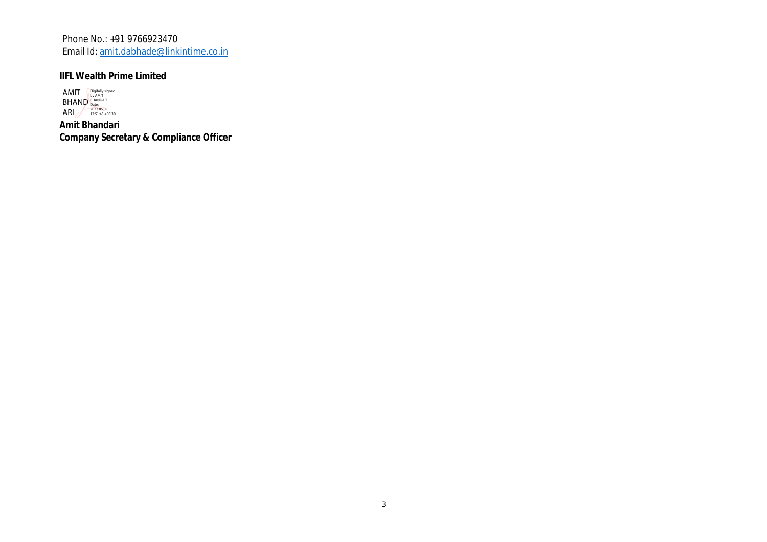Phone No.: +91 9766923470
Email Id: amit.dabhade@linkintime.co.in

**IIFL Wealth Prime Limited**

AMIT BHANDARI Digitally signed by AMIT BHANDARI Date: 2022.05.09 17:51:45 +05'30'

**Amit Bhandari**
**Company Secretary & Compliance Officer**